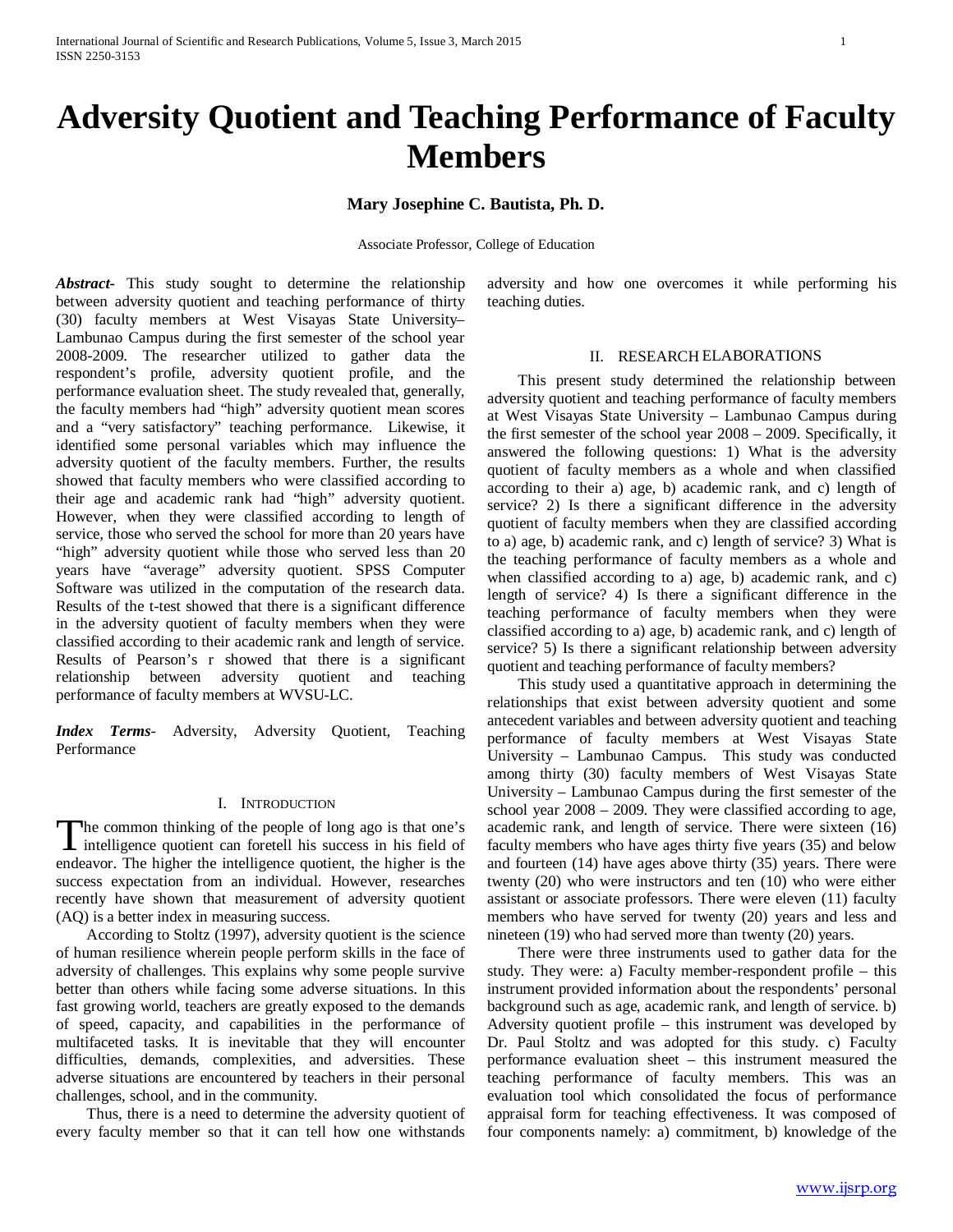# Adversity Quotient and Teaching Performance of Faculty Members

**Mary Josephine C. Bautista, Ph. D.**

Associate Professor, College of Education

***Abstract-*** This study sought to determine the relationship between adversity quotient and teaching performance of thirty (30) faculty members at West Visayas State University–Lambunao Campus during the first semester of the school year 2008-2009. The researcher utilized to gather data the respondent's profile, adversity quotient profile, and the performance evaluation sheet. The study revealed that, generally, the faculty members had "high" adversity quotient mean scores and a "very satisfactory" teaching performance. Likewise, it identified some personal variables which may influence the adversity quotient of the faculty members. Further, the results showed that faculty members who were classified according to their age and academic rank had "high" adversity quotient. However, when they were classified according to length of service, those who served the school for more than 20 years have "high" adversity quotient while those who served less than 20 years have "average" adversity quotient. SPSS Computer Software was utilized in the computation of the research data. Results of the t-test showed that there is a significant difference in the adversity quotient of faculty members when they were classified according to their academic rank and length of service. Results of Pearson's r showed that there is a significant relationship between adversity quotient and teaching performance of faculty members at WVSU-LC.

***Index Terms***- Adversity, Adversity Quotient, Teaching Performance

## I. Introduction

The common thinking of the people of long ago is that one's intelligence quotient can foretell his success in his field of endeavor. The higher the intelligence quotient, the higher is the success expectation from an individual. However, researches recently have shown that measurement of adversity quotient (AQ) is a better index in measuring success.

According to Stoltz (1997), adversity quotient is the science of human resilience wherein people perform skills in the face of adversity of challenges. This explains why some people survive better than others while facing some adverse situations. In this fast growing world, teachers are greatly exposed to the demands of speed, capacity, and capabilities in the performance of multifaceted tasks. It is inevitable that they will encounter difficulties, demands, complexities, and adversities. These adverse situations are encountered by teachers in their personal challenges, school, and in the community.

Thus, there is a need to determine the adversity quotient of every faculty member so that it can tell how one withstands adversity and how one overcomes it while performing his teaching duties.

## II. Research Elaborations

This present study determined the relationship between adversity quotient and teaching performance of faculty members at West Visayas State University – Lambunao Campus during the first semester of the school year 2008 – 2009. Specifically, it answered the following questions: 1) What is the adversity quotient of faculty members as a whole and when classified according to their a) age, b) academic rank, and c) length of service? 2) Is there a significant difference in the adversity quotient of faculty members when they are classified according to a) age, b) academic rank, and c) length of service? 3) What is the teaching performance of faculty members as a whole and when classified according to a) age, b) academic rank, and c) length of service? 4) Is there a significant difference in the teaching performance of faculty members when they were classified according to a) age, b) academic rank, and c) length of service? 5) Is there a significant relationship between adversity quotient and teaching performance of faculty members?

This study used a quantitative approach in determining the relationships that exist between adversity quotient and some antecedent variables and between adversity quotient and teaching performance of faculty members at West Visayas State University – Lambunao Campus. This study was conducted among thirty (30) faculty members of West Visayas State University – Lambunao Campus during the first semester of the school year 2008 – 2009. They were classified according to age, academic rank, and length of service. There were sixteen (16) faculty members who have ages thirty five years (35) and below and fourteen (14) have ages above thirty (35) years. There were twenty (20) who were instructors and ten (10) who were either assistant or associate professors. There were eleven (11) faculty members who have served for twenty (20) years and less and nineteen (19) who had served more than twenty (20) years.

There were three instruments used to gather data for the study. They were: a) Faculty member-respondent profile – this instrument provided information about the respondents' personal background such as age, academic rank, and length of service. b) Adversity quotient profile – this instrument was developed by Dr. Paul Stoltz and was adopted for this study. c) Faculty performance evaluation sheet – this instrument measured the teaching performance of faculty members. This was an evaluation tool which consolidated the focus of performance appraisal form for teaching effectiveness. It was composed of four components namely: a) commitment, b) knowledge of the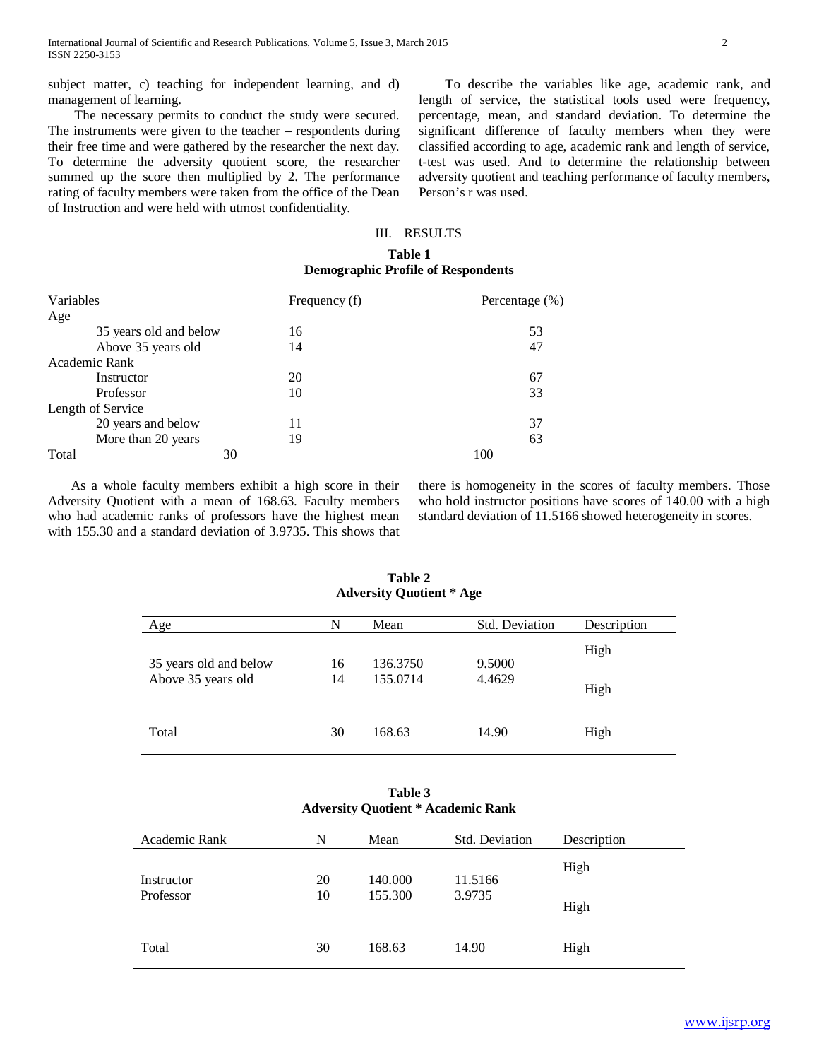subject matter, c) teaching for independent learning, and d) management of learning.

The necessary permits to conduct the study were secured. The instruments were given to the teacher – respondents during their free time and were gathered by the researcher the next day. To determine the adversity quotient score, the researcher summed up the score then multiplied by 2. The performance rating of faculty members were taken from the office of the Dean of Instruction and were held with utmost confidentiality.

To describe the variables like age, academic rank, and length of service, the statistical tools used were frequency, percentage, mean, and standard deviation. To determine the significant difference of faculty members when they were classified according to age, academic rank and length of service, t-test was used. And to determine the relationship between adversity quotient and teaching performance of faculty members, Person's r was used.

## III. RESULTS

**Table 1**
**Demographic Profile of Respondents**

| Variables | Frequency (f) | Percentage (%) |
|---|---|---|
| Age | | |
| 35 years old and below | 16 | 53 |
| Above 35 years old | 14 | 47 |
| Academic Rank | | |
| Instructor | 20 | 67 |
| Professor | 10 | 33 |
| Length of Service | | |
| 20 years and below | 11 | 37 |
| More than 20 years | 19 | 63 |
| Total | 30 | 100 |

As a whole faculty members exhibit a high score in their Adversity Quotient with a mean of 168.63. Faculty members who had academic ranks of professors have the highest mean with 155.30 and a standard deviation of 3.9735. This shows that there is homogeneity in the scores of faculty members. Those who hold instructor positions have scores of 140.00 with a high standard deviation of 11.5166 showed heterogeneity in scores.

**Table 2**
**Adversity Quotient * Age**

| Age | N | Mean | Std. Deviation | Description |
|---|---|---|---|---|
| 35 years old and below | 16 | 136.3750 | 9.5000 | High |
| Above 35 years old | 14 | 155.0714 | 4.4629 | High |
| Total | 30 | 168.63 | 14.90 | High |

**Table 3**
**Adversity Quotient * Academic Rank**

| Academic Rank | N | Mean | Std. Deviation | Description |
|---|---|---|---|---|
| Instructor | 20 | 140.000 | 11.5166 | High |
| Professor | 10 | 155.300 | 3.9735 | High |
| Total | 30 | 168.63 | 14.90 | High |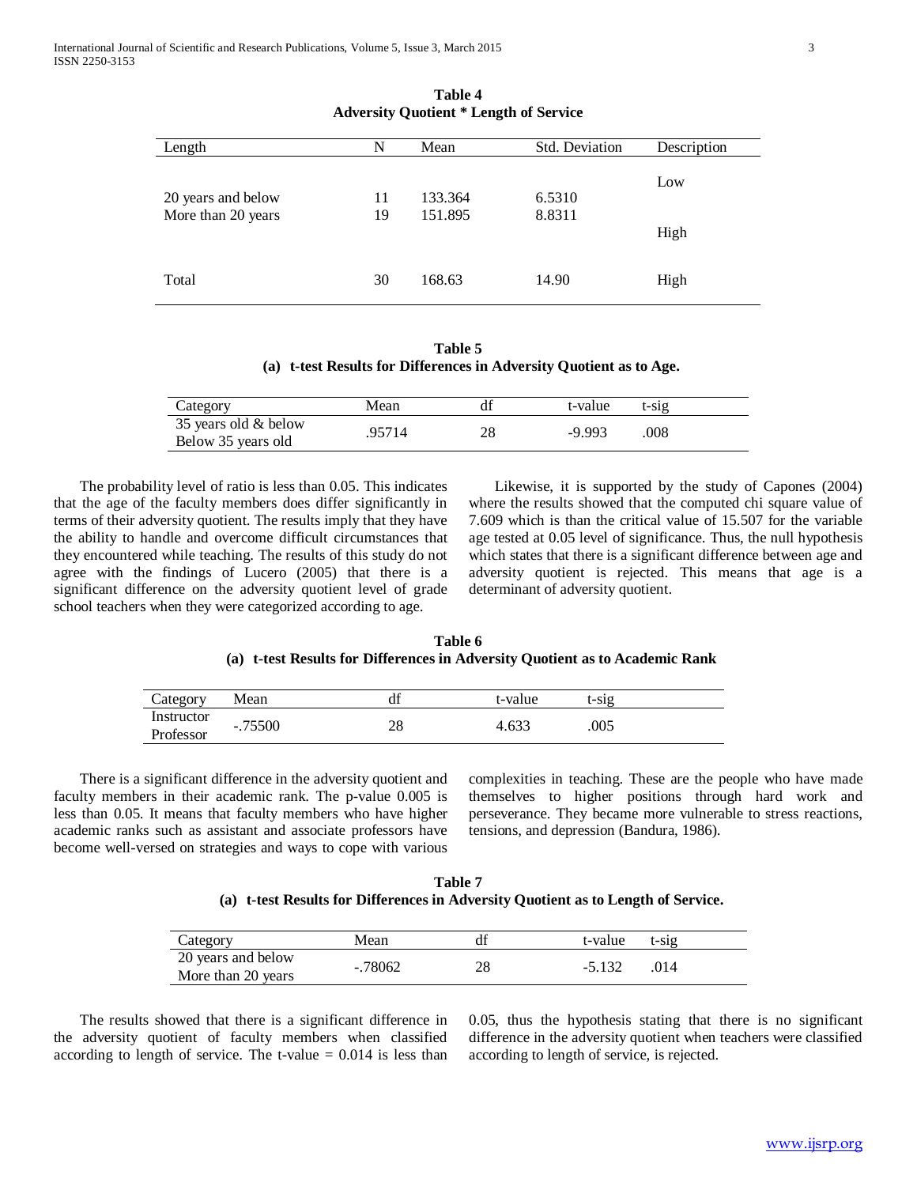**Table 4**
**Adversity Quotient * Length of Service**

| Length | N | Mean | Std. Deviation | Description |
|---|---|---|---|---|
| 20 years and below | 11 | 133.364 | 6.5310 | Low |
| More than 20 years | 19 | 151.895 | 8.8311 | High |
| Total | 30 | 168.63 | 14.90 | High |

**Table 5**
**(a) t-test Results for Differences in Adversity Quotient as to Age.**

| Category | Mean | df | t-value | t-sig |
|---|---|---|---|---|
| 35 years old & below<br>Below 35 years old | .95714 | 28 | -9.993 | .008 |

The probability level of ratio is less than 0.05. This indicates that the age of the faculty members does differ significantly in terms of their adversity quotient. The results imply that they have the ability to handle and overcome difficult circumstances that they encountered while teaching. The results of this study do not agree with the findings of Lucero (2005) that there is a significant difference on the adversity quotient level of grade school teachers when they were categorized according to age.

Likewise, it is supported by the study of Capones (2004) where the results showed that the computed chi square value of 7.609 which is than the critical value of 15.507 for the variable age tested at 0.05 level of significance. Thus, the null hypothesis which states that there is a significant difference between age and adversity quotient is rejected. This means that age is a determinant of adversity quotient.

**Table 6**
**(a) t-test Results for Differences in Adversity Quotient as to Academic Rank**

| Category | Mean | df | t-value | t-sig |
|---|---|---|---|---|
| Instructor<br>Professor | -.75500 | 28 | 4.633 | .005 |

There is a significant difference in the adversity quotient and faculty members in their academic rank. The p-value 0.005 is less than 0.05. It means that faculty members who have higher academic ranks such as assistant and associate professors have become well-versed on strategies and ways to cope with various complexities in teaching. These are the people who have made themselves to higher positions through hard work and perseverance. They became more vulnerable to stress reactions, tensions, and depression (Bandura, 1986).

**Table 7**
**(a) t-test Results for Differences in Adversity Quotient as to Length of Service.**

| Category | Mean | df | t-value | t-sig |
|---|---|---|---|---|
| 20 years and below<br>More than 20 years | -.78062 | 28 | -5.132 | .014 |

The results showed that there is a significant difference in the adversity quotient of faculty members when classified according to length of service. The t-value = 0.014 is less than 0.05, thus the hypothesis stating that there is no significant difference in the adversity quotient when teachers were classified according to length of service, is rejected.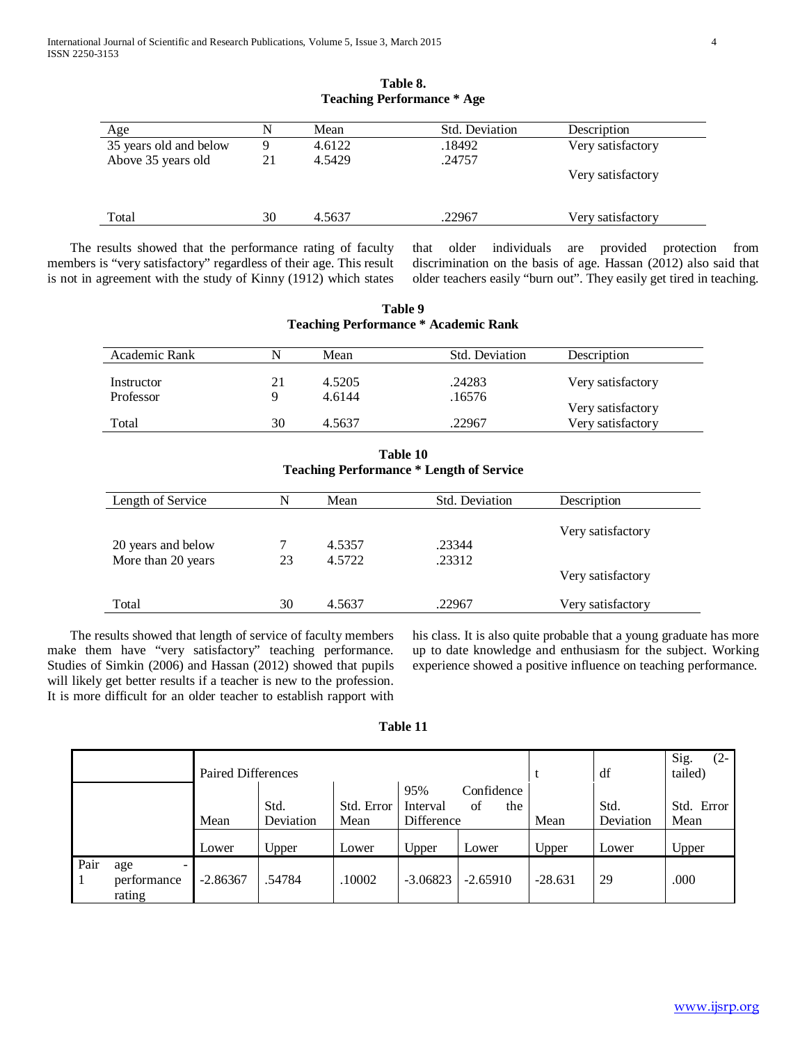**Table 8.**
**Teaching Performance * Age**

| Age | N | Mean | Std. Deviation | Description |
|---|---|---|---|---|
| 35 years old and below | 9 | 4.6122 | .18492 | Very satisfactory |
| Above 35 years old | 21 | 4.5429 | .24757 | Very satisfactory |
| Total | 30 | 4.5637 | .22967 | Very satisfactory |

The results showed that the performance rating of faculty members is "very satisfactory" regardless of their age. This result is not in agreement with the study of Kinny (1912) which states that older individuals are provided protection from discrimination on the basis of age. Hassan (2012) also said that older teachers easily "burn out". They easily get tired in teaching.

**Table 9**
**Teaching Performance * Academic Rank**

| Academic Rank | N | Mean | Std. Deviation | Description |
|---|---|---|---|---|
| Instructor | 21 | 4.5205 | .24283 | Very satisfactory |
| Professor | 9 | 4.6144 | .16576 | Very satisfactory |
| Total | 30 | 4.5637 | .22967 | Very satisfactory |

**Table 10**
**Teaching Performance * Length of Service**

| Length of Service | N | Mean | Std. Deviation | Description |
|---|---|---|---|---|
| 20 years and below | 7 | 4.5357 | .23344 | Very satisfactory |
| More than 20 years | 23 | 4.5722 | .23312 | Very satisfactory |
| Total | 30 | 4.5637 | .22967 | Very satisfactory |

The results showed that length of service of faculty members make them have "very satisfactory" teaching performance. Studies of Simkin (2006) and Hassan (2012) showed that pupils will likely get better results if a teacher is new to the profession. It is more difficult for an older teacher to establish rapport with his class. It is also quite probable that a young graduate has more up to date knowledge and enthusiasm for the subject. Working experience showed a positive influence on teaching performance.

**Table 11**

| | Paired Differences | | | | | t | df | Sig. (2-tailed) |
|---|---|---|---|---|---|---|---|---|
| | Mean | Std. Deviation | Std. Error Mean | 95% Confidence Interval of the Difference | | Mean | Std. Deviation | Std. Error Mean |
| | Lower | Upper | Lower | Upper | Lower | Upper | Lower | Upper |
| Pair 1 age - performance rating | -2.86367 | .54784 | .10002 | -3.06823 | -2.65910 | -28.631 | 29 | .000 |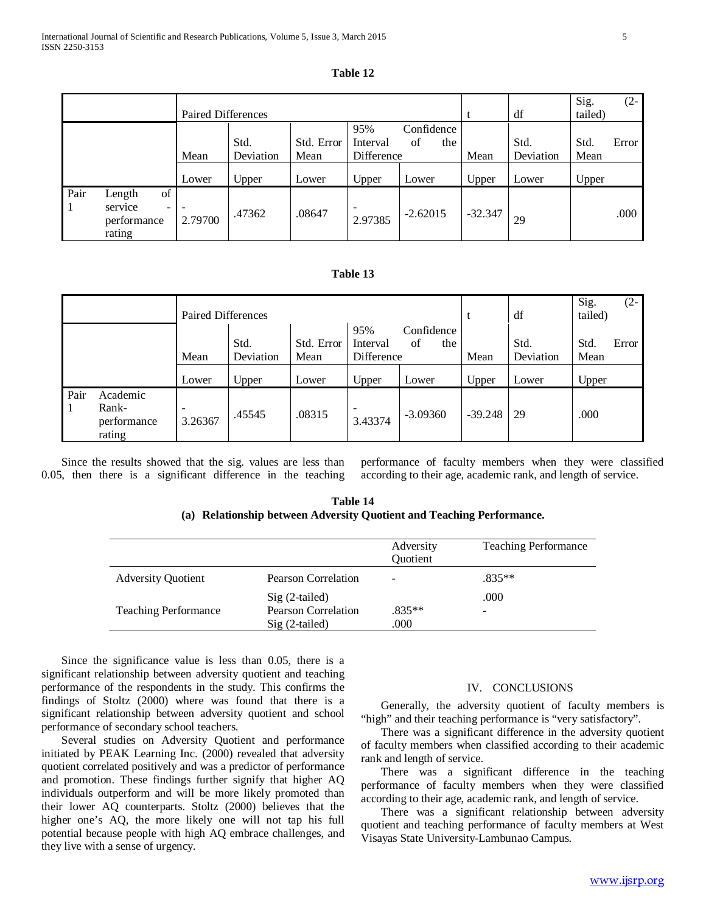**Table 12**

| | | Paired Differences | | | | | t | df | Sig. (2-tailed) |
|---|---|---|---|---|---|---|---|---|---|
| | | Mean | Std. Deviation | Std. Error Mean | 95% Confidence Interval of the Difference | | Mean | Std. Deviation | Std. Error Mean |
| | | Lower | Upper | Lower | Upper | Lower | Upper | Lower | Upper |
| Pair 1 | Length of service - performance rating | -2.79700 | .47362 | .08647 | -2.97385 | -2.62015 | -32.347 | 29 | .000 |

**Table 13**

| | | Paired Differences | | | | | t | df | Sig. (2-tailed) |
|---|---|---|---|---|---|---|---|---|---|
| | | Mean | Std. Deviation | Std. Error Mean | 95% Confidence Interval of the Difference | | Mean | Std. Deviation | Std. Error Mean |
| | | Lower | Upper | Lower | Upper | Lower | Upper | Lower | Upper |
| Pair 1 | Academic Rank-performance rating | -3.26367 | .45545 | .08315 | -3.43374 | -3.09360 | -39.248 | 29 | .000 |

Since the results showed that the sig. values are less than 0.05, then there is a significant difference in the teaching performance of faculty members when they were classified according to their age, academic rank, and length of service.

**Table 14**
**(a) Relationship between Adversity Quotient and Teaching Performance.**

| | | Adversity Quotient | Teaching Performance |
|---|---|---|---|
| Adversity Quotient | Pearson Correlation | - | .835** |
| | Sig (2-tailed) | | .000 |
| Teaching Performance | Pearson Correlation | .835** | - |
| | Sig (2-tailed) | .000 | |

Since the significance value is less than 0.05, there is a significant relationship between adversity quotient and teaching performance of the respondents in the study. This confirms the findings of Stoltz (2000) where was found that there is a significant relationship between adversity quotient and school performance of secondary school teachers.

Several studies on Adversity Quotient and performance initiated by PEAK Learning Inc. (2000) revealed that adversity quotient correlated positively and was a predictor of performance and promotion. These findings further signify that higher AQ individuals outperform and will be more likely promoted than their lower AQ counterparts. Stoltz (2000) believes that the higher one's AQ, the more likely one will not tap his full potential because people with high AQ embrace challenges, and they live with a sense of urgency.

## IV. CONCLUSIONS

Generally, the adversity quotient of faculty members is "high" and their teaching performance is "very satisfactory".

There was a significant difference in the adversity quotient of faculty members when classified according to their academic rank and length of service.

There was a significant difference in the teaching performance of faculty members when they were classified according to their age, academic rank, and length of service.

There was a significant relationship between adversity quotient and teaching performance of faculty members at West Visayas State University-Lambunao Campus.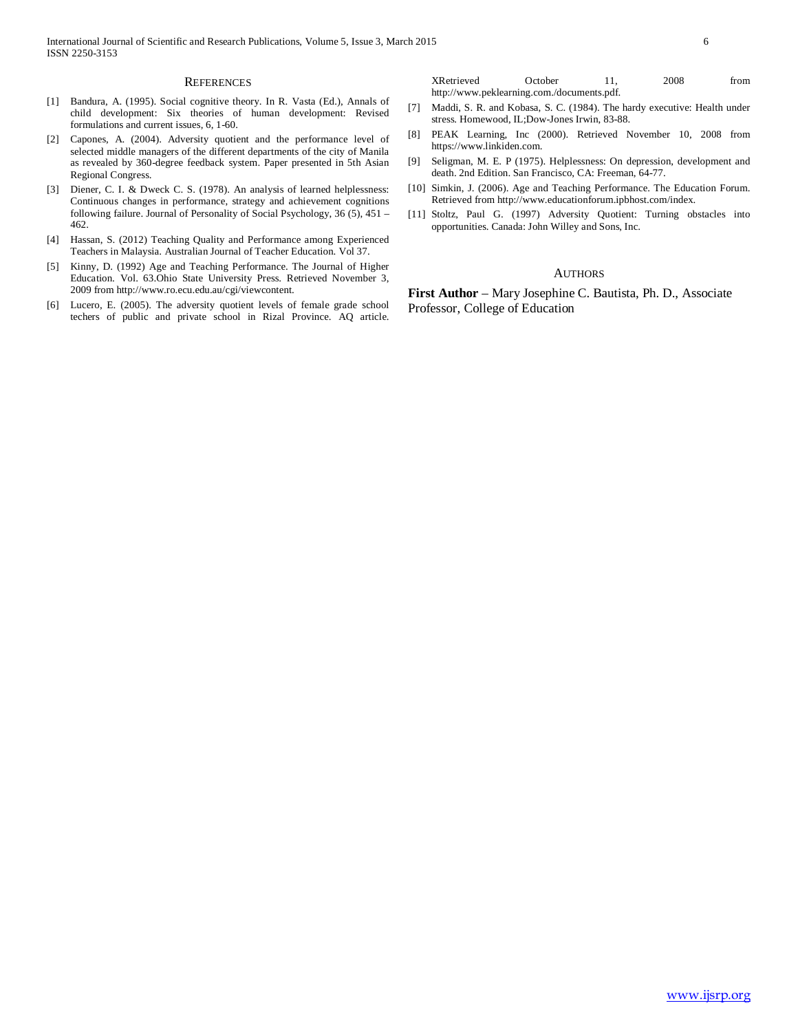## REFERENCES

[1] Bandura, A. (1995). Social cognitive theory. In R. Vasta (Ed.), Annals of child development: Six theories of human development: Revised formulations and current issues, 6, 1-60.

[2] Capones, A. (2004). Adversity quotient and the performance level of selected middle managers of the different departments of the city of Manila as revealed by 360-degree feedback system. Paper presented in 5th Asian Regional Congress.

[3] Diener, C. I. & Dweck C. S. (1978). An analysis of learned helplessness: Continuous changes in performance, strategy and achievement cognitions following failure. Journal of Personality of Social Psychology, 36 (5), 451 – 462.

[4] Hassan, S. (2012) Teaching Quality and Performance among Experienced Teachers in Malaysia. Australian Journal of Teacher Education. Vol 37.

[5] Kinny, D. (1992) Age and Teaching Performance. The Journal of Higher Education. Vol. 63.Ohio State University Press. Retrieved November 3, 2009 from http://www.ro.ecu.edu.au/cgi/viewcontent.

[6] Lucero, E. (2005). The adversity quotient levels of female grade school techers of public and private school in Rizal Province. AQ article. XRetrieved October 11, 2008 from http://www.peklearning.com./documents.pdf.

[7] Maddi, S. R. and Kobasa, S. C. (1984). The hardy executive: Health under stress. Homewood, IL;Dow-Jones Irwin, 83-88.

[8] PEAK Learning, Inc (2000). Retrieved November 10, 2008 from https://www.linkiden.com.

[9] Seligman, M. E. P (1975). Helplessness: On depression, development and death. 2nd Edition. San Francisco, CA: Freeman, 64-77.

[10] Simkin, J. (2006). Age and Teaching Performance. The Education Forum. Retrieved from http://www.educationforum.ipbhost.com/index.

[11] Stoltz, Paul G. (1997) Adversity Quotient: Turning obstacles into opportunities. Canada: John Willey and Sons, Inc.

## AUTHORS

**First Author** – Mary Josephine C. Bautista, Ph. D., Associate Professor, College of Education